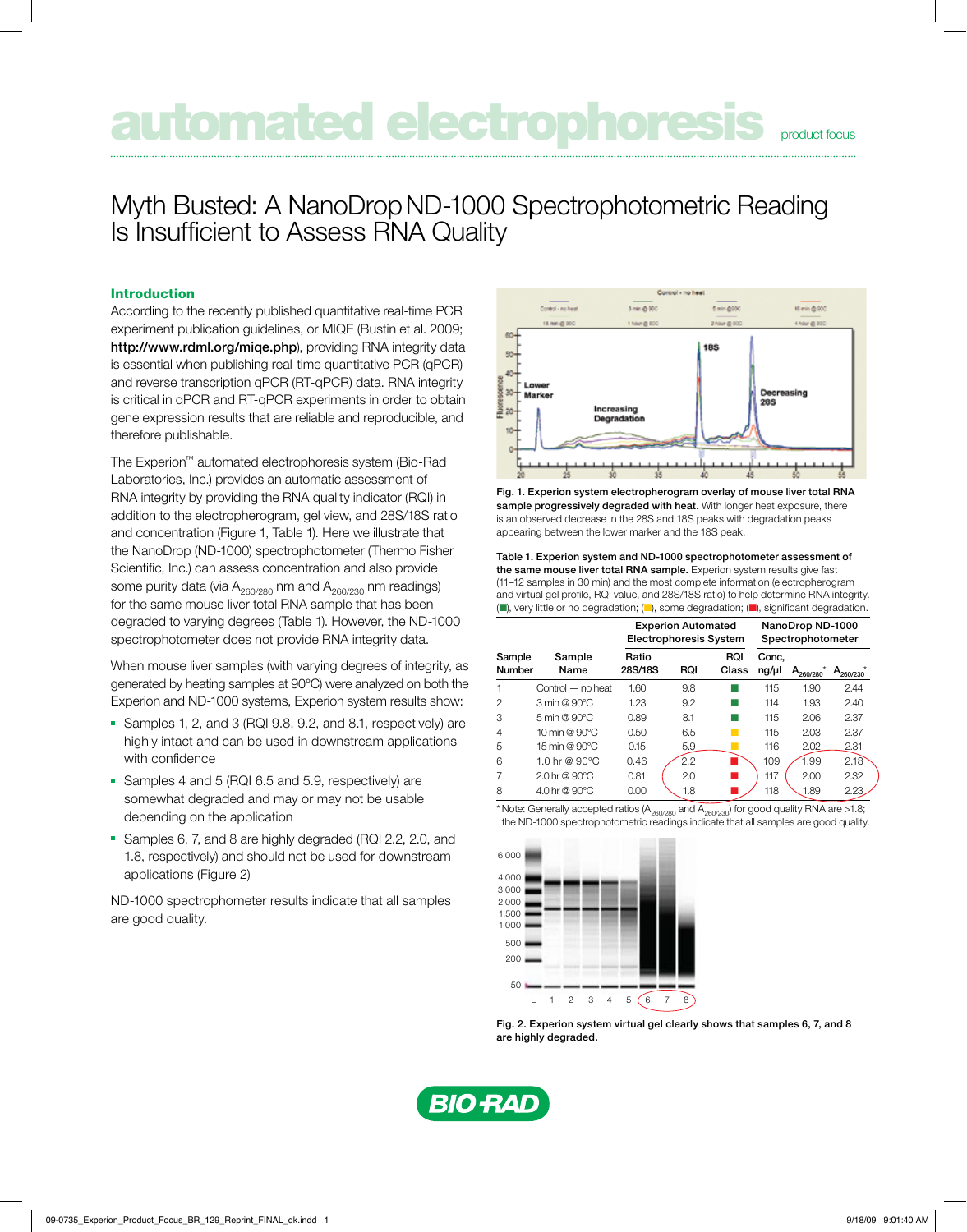# automated electrophoresis

product focus

## Myth Busted: A NanoDrop ND-1000 Spectrophotometric Reading Is Insufficient to Assess RNA Quality

### Introduction

According to the recently published quantitative real-time PCR experiment publication guidelines, or MIQE (Bustin et al. 2009; **http://www.rdml.org/miqe.php**), providing RNA integrity data is essential when publishing real-time quantitative PCR (qPCR) and reverse transcription qPCR (RT-qPCR) data. RNA integrity is critical in qPCR and RT-qPCR experiments in order to obtain gene expression results that are reliable and reproducible, and therefore publishable.

The Experion™ automated electrophoresis system (Bio-Rad Laboratories, Inc.) provides an automatic assessment of RNA integrity by providing the RNA quality indicator (RQI) in addition to the electropherogram, gel view, and 28S/18S ratio and concentration (Figure 1, Table 1). Here we illustrate that the NanoDrop (ND-1000) spectrophotometer (Thermo Fisher Scientific, Inc.) can assess concentration and also provide some purity data (via $A_{260/280}$ nm and $A_{260/230}$ nm readings) for the same mouse liver total RNA sample that has been degraded to varying degrees (Table 1). However, the ND-1000 spectrophotometer does not provide RNA integrity data.

When mouse liver samples (with varying degrees of integrity, as generated by heating samples at 90°C) were analyzed on both the Experion and ND-1000 systems, Experion system results show:

- Samples 1, 2, and 3 (RQI 9.8, 9.2, and 8.1, respectively) are highly intact and can be used in downstream applications with confidence
- Samples 4 and 5 (RQI 6.5 and 5.9, respectively) are somewhat degraded and may or may not be usable depending on the application
- Samples 6, 7, and 8 are highly degraded (RQI 2.2, 2.0, and 1.8, respectively) and should not be used for downstream applications (Figure 2)

ND-1000 spectrophometer results indicate that all samples are good quality.

**Fig. 1. Experion system electropherogram overlay of mouse liver total RNA sample progressively degraded with heat.** With longer heat exposure, there is an observed decrease in the 28S and 18S peaks with degradation peaks appearing between the lower marker and the 18S peak.

**Table 1. Experion system and ND-1000 spectrophotometer assessment of the same mouse liver total RNA sample.** Experion system results give fast (11–12 samples in 30 min) and the most complete information (electropherogram and virtual gel profile, RQI value, and 28S/18S ratio) to help determine RNA integrity. (■), very little or no degradation; (■), some degradation; (■), significant degradation.

| | | Experion Automated Electrophoresis System | | | NanoDrop ND-1000 Spectrophotometer | | |
|---|---|---|---|---|---|---|---|
| Sample Number | Sample Name | Ratio 28S/18S | RQI | RQI Class | Conc, ng/µl | $A_{260/280}$* | $A_{260/230}$* |
| 1 | Control — no heat | 1.60 | 9.8 | ■ (green) | 115 | 1.90 | 2.44 |
| 2 | 3 min @ 90°C | 1.23 | 9.2 | ■ (green) | 114 | 1.93 | 2.40 |
| 3 | 5 min @ 90°C | 0.89 | 8.1 | ■ (green) | 115 | 2.06 | 2.37 |
| 4 | 10 min @ 90°C | 0.50 | 6.5 | ■ (yellow) | 115 | 2.03 | 2.37 |
| 5 | 15 min @ 90°C | 0.15 | 5.9 | ■ (yellow) | 116 | 2.02 | 2.31 |
| 6 | 1.0 hr @ 90°C | 0.46 | 2.2 | ■ (red) | 109 | 1.99 | 2.18 |
| 7 | 2.0 hr @ 90°C | 0.81 | 2.0 | ■ (red) | 117 | 2.00 | 2.32 |
| 8 | 4.0 hr @ 90°C | 0.00 | 1.8 | ■ (red) | 118 | 1.89 | 2.23 |

* Note: Generally accepted ratios ($A_{260/280}$ and $A_{260/230}$) for good quality RNA are >1.8; the ND-1000 spectrophotometric readings indicate that all samples are good quality.

**Fig. 2. Experion system virtual gel clearly shows that samples 6, 7, and 8 are highly degraded.**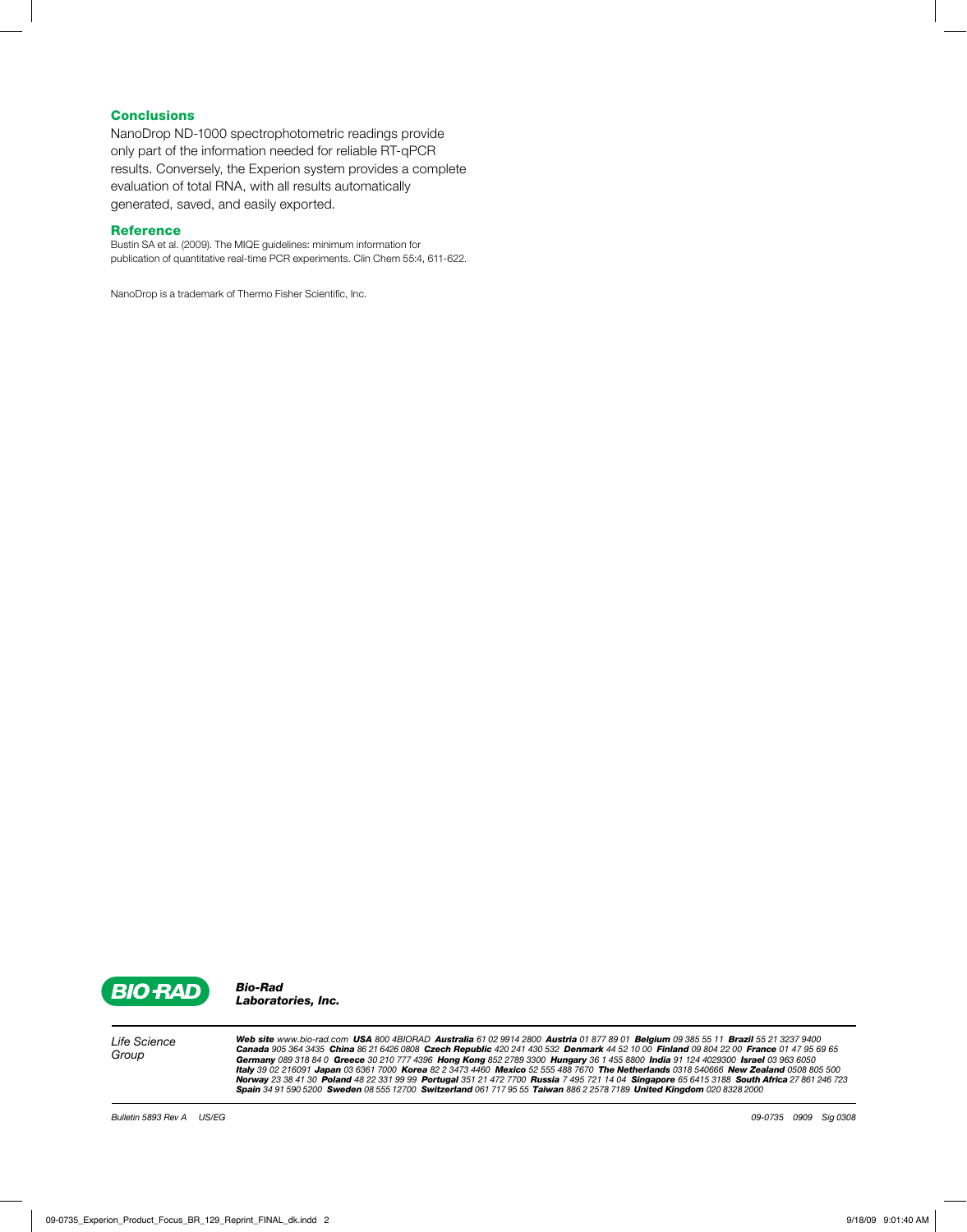## Conclusions

NanoDrop ND-1000 spectrophotometric readings provide only part of the information needed for reliable RT-qPCR results. Conversely, the Experion system provides a complete evaluation of total RNA, with all results automatically generated, saved, and easily exported.

## Reference

Bustin SA et al. (2009). The MIQE guidelines: minimum information for publication of quantitative real-time PCR experiments. Clin Chem 55:4, 611-622.

NanoDrop is a trademark of Thermo Fisher Scientific, Inc.

BIO-RAD

***Bio-Rad Laboratories, Inc.***

*Life Science Group*

***Web site*** *www.bio-rad.com* ***USA*** *800 4BIORAD* ***Australia*** *61 02 9914 2800* ***Austria*** *01 877 89 01* ***Belgium*** *09 385 55 11* ***Brazil*** *55 21 3237 9400* ***Canada*** *905 364 3435* ***China*** *86 21 6426 0808* ***Czech Republic*** *420 241 430 532* ***Denmark*** *44 52 10 00* ***Finland*** *09 804 22 00* ***France*** *01 47 95 69 65* ***Germany*** *089 318 84 0* ***Greece*** *30 210 777 4396* ***Hong Kong*** *852 2789 3300* ***Hungary*** *36 1 455 8800* ***India*** *91 124 4029300* ***Israel*** *03 963 6050* ***Italy*** *39 02 216091* ***Japan*** *03 6361 7000* ***Korea*** *82 2 3473 4460* ***Mexico*** *52 555 488 7670* ***The Netherlands*** *0318 540666* ***New Zealand*** *0508 805 500* ***Norway*** *23 38 41 30* ***Poland*** *48 22 331 99 99* ***Portugal*** *351 21 472 7700* ***Russia*** *7 495 721 14 04* ***Singapore*** *65 6415 3188* ***South Africa*** *27 861 246 723* ***Spain*** *34 91 590 5200* ***Sweden*** *08 555 12700* ***Switzerland*** *061 717 95 55* ***Taiwan*** *886 2 2578 7189* ***United Kingdom*** *020 8328 2000*

*Bulletin 5893 Rev A US/EG* *09-0735 0909 Sig 0308*